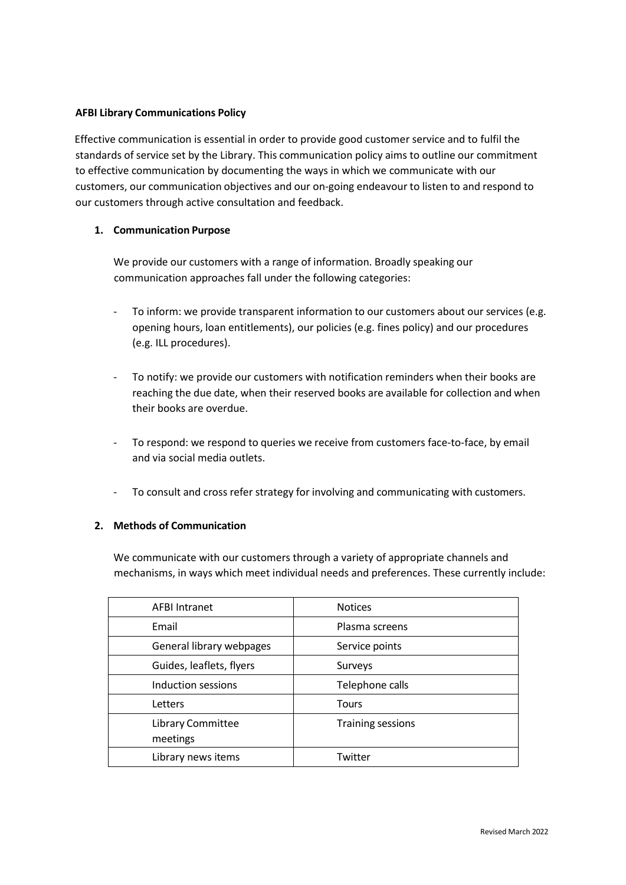**AFBI Library Communications Policy**

Effective communication is essential in order to provide good customer service and to fulfil the standards of service set by the Library. This communication policy aims to outline our commitment to effective communication by documenting the ways in which we communicate with our customers, our communication objectives and our on-going endeavour to listen to and respond to our customers through active consultation and feedback.

**1. Communication Purpose**

We provide our customers with a range of information. Broadly speaking our communication approaches fall under the following categories:

- To inform: we provide transparent information to our customers about our services (e.g. opening hours, loan entitlements), our policies (e.g. fines policy) and our procedures (e.g. ILL procedures).
- To notify: we provide our customers with notification reminders when their books are reaching the due date, when their reserved books are available for collection and when their books are overdue.
- To respond: we respond to queries we receive from customers face-to-face, by email and via social media outlets.
- To consult and cross refer strategy for involving and communicating with customers.

**2. Methods of Communication**

We communicate with our customers through a variety of appropriate channels and mechanisms, in ways which meet individual needs and preferences. These currently include:

| | |
|---|---|
| AFBI Intranet | Notices |
| Email | Plasma screens |
| General library webpages | Service points |
| Guides, leaflets, flyers | Surveys |
| Induction sessions | Telephone calls |
| Letters | Tours |
| Library Committee meetings | Training sessions |
| Library news items | Twitter |

Revised March 2022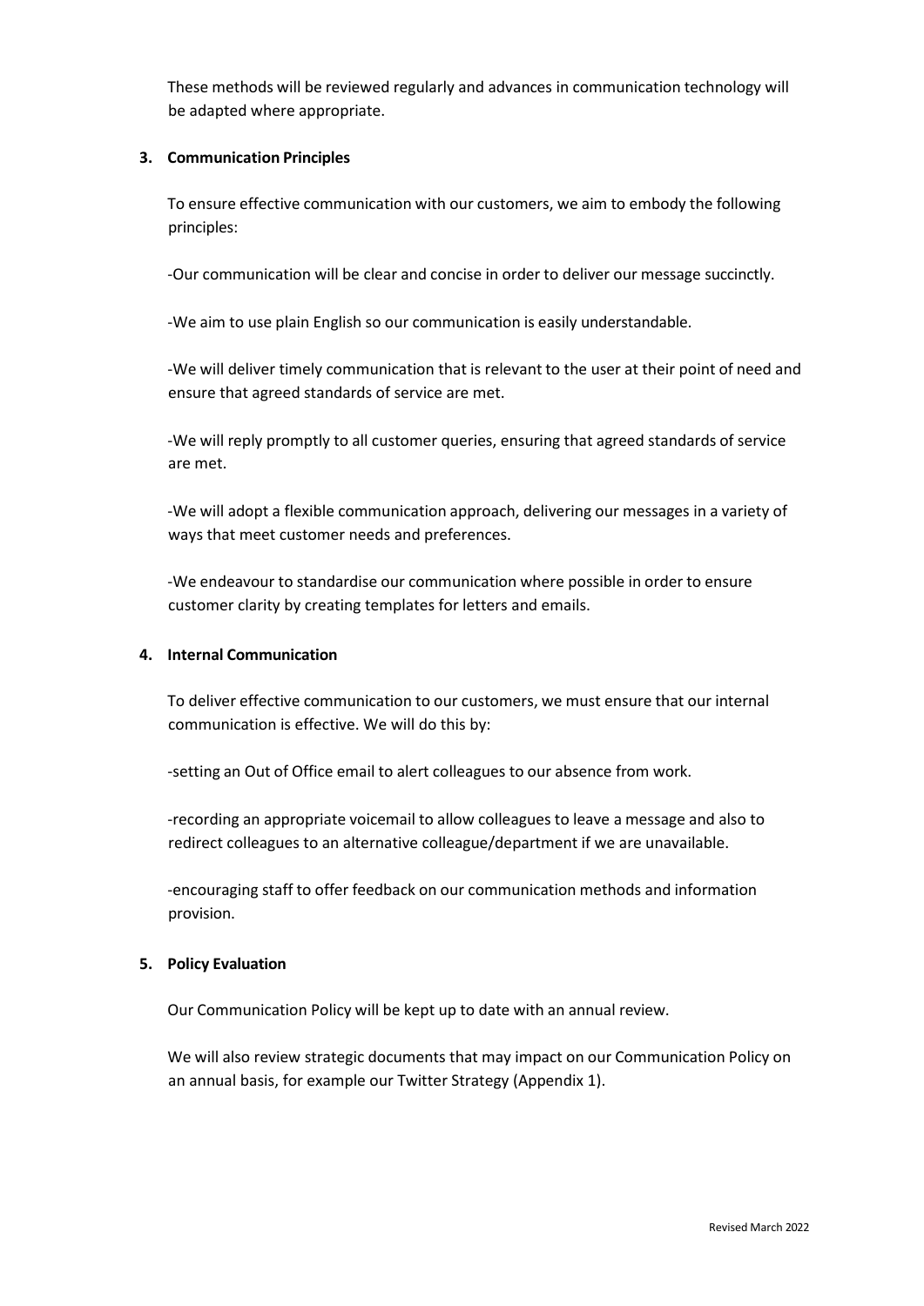These methods will be reviewed regularly and advances in communication technology will be adapted where appropriate.

## 3. Communication Principles

To ensure effective communication with our customers, we aim to embody the following principles:

-Our communication will be clear and concise in order to deliver our message succinctly.

-We aim to use plain English so our communication is easily understandable.

-We will deliver timely communication that is relevant to the user at their point of need and ensure that agreed standards of service are met.

-We will reply promptly to all customer queries, ensuring that agreed standards of service are met.

-We will adopt a flexible communication approach, delivering our messages in a variety of ways that meet customer needs and preferences.

-We endeavour to standardise our communication where possible in order to ensure customer clarity by creating templates for letters and emails.

## 4. Internal Communication

To deliver effective communication to our customers, we must ensure that our internal communication is effective. We will do this by:

-setting an Out of Office email to alert colleagues to our absence from work.

-recording an appropriate voicemail to allow colleagues to leave a message and also to redirect colleagues to an alternative colleague/department if we are unavailable.

-encouraging staff to offer feedback on our communication methods and information provision.

## 5. Policy Evaluation

Our Communication Policy will be kept up to date with an annual review.

We will also review strategic documents that may impact on our Communication Policy on an annual basis, for example our Twitter Strategy (Appendix 1).

Revised March 2022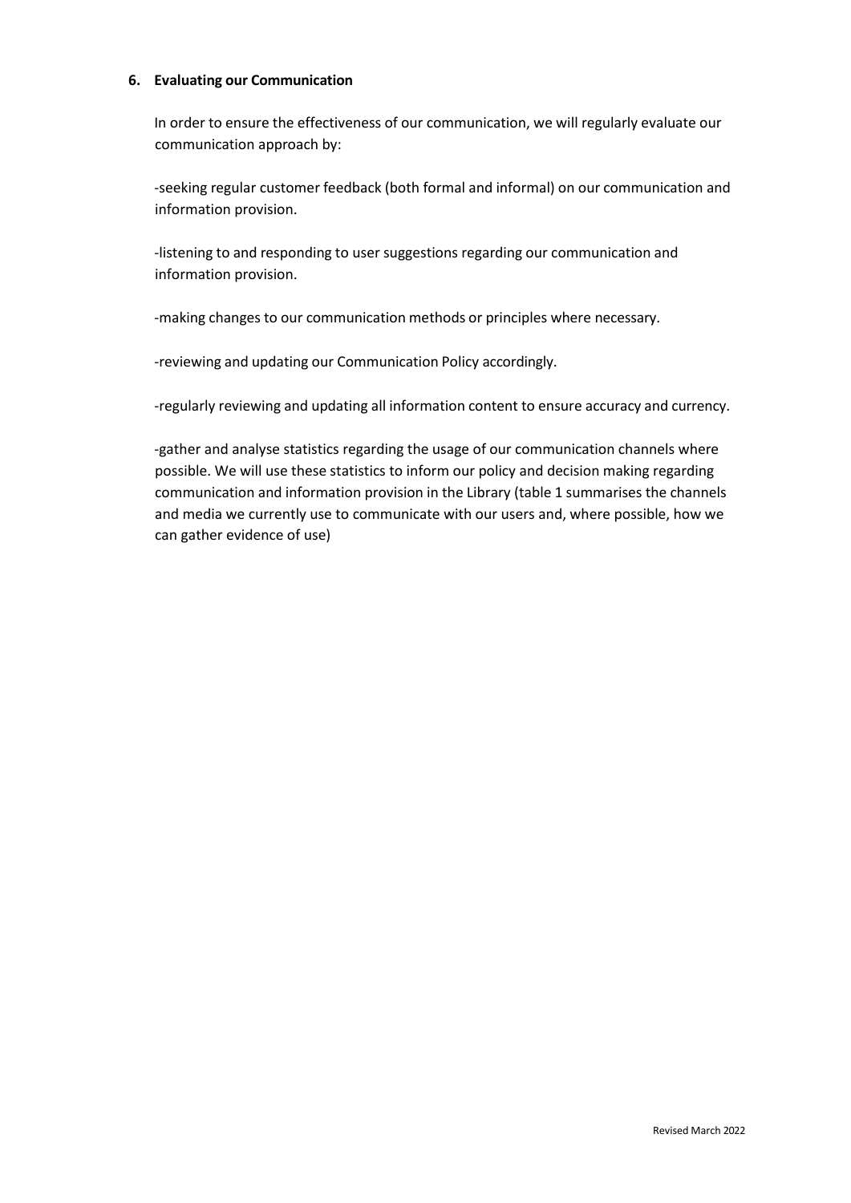## 6. Evaluating our Communication

In order to ensure the effectiveness of our communication, we will regularly evaluate our communication approach by:

-seeking regular customer feedback (both formal and informal) on our communication and information provision.

-listening to and responding to user suggestions regarding our communication and information provision.

-making changes to our communication methods or principles where necessary.

-reviewing and updating our Communication Policy accordingly.

-regularly reviewing and updating all information content to ensure accuracy and currency.

-gather and analyse statistics regarding the usage of our communication channels where possible. We will use these statistics to inform our policy and decision making regarding communication and information provision in the Library (table 1 summarises the channels and media we currently use to communicate with our users and, where possible, how we can gather evidence of use)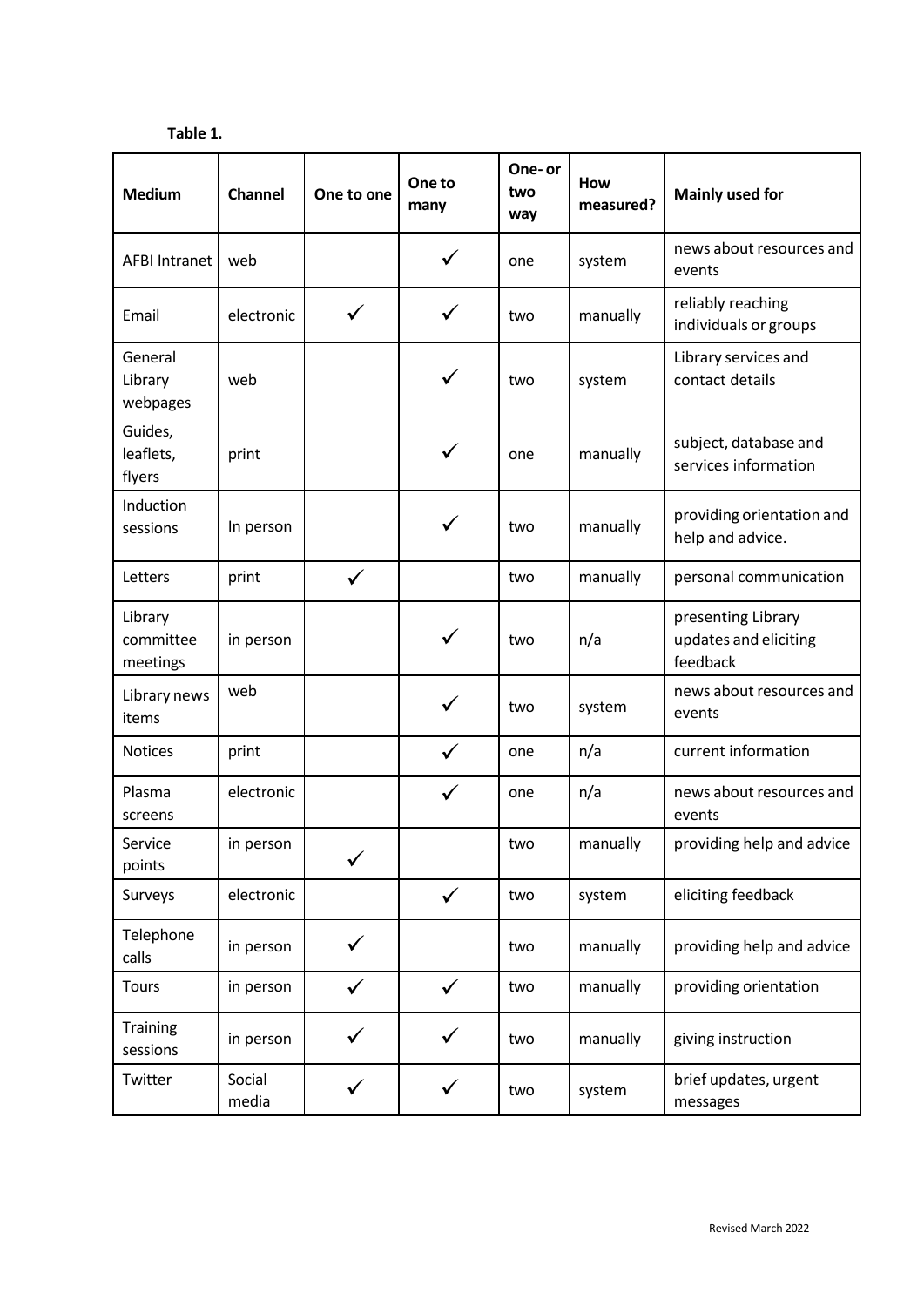**Table 1.**

| Medium | Channel | One to one | One to many | One- or two way | How measured? | Mainly used for |
|---|---|---|---|---|---|---|
| AFBI Intranet | web | | ✓ | one | system | news about resources and events |
| Email | electronic | ✓ | ✓ | two | manually | reliably reaching individuals or groups |
| General Library webpages | web | | ✓ | two | system | Library services and contact details |
| Guides, leaflets, flyers | print | | ✓ | one | manually | subject, database and services information |
| Induction sessions | In person | | ✓ | two | manually | providing orientation and help and advice. |
| Letters | print | ✓ | | two | manually | personal communication |
| Library committee meetings | in person | | ✓ | two | n/a | presenting Library updates and eliciting feedback |
| Library news items | web | | ✓ | two | system | news about resources and events |
| Notices | print | | ✓ | one | n/a | current information |
| Plasma screens | electronic | | ✓ | one | n/a | news about resources and events |
| Service points | in person | ✓ | | two | manually | providing help and advice |
| Surveys | electronic | | ✓ | two | system | eliciting feedback |
| Telephone calls | in person | ✓ | | two | manually | providing help and advice |
| Tours | in person | ✓ | ✓ | two | manually | providing orientation |
| Training sessions | in person | ✓ | ✓ | two | manually | giving instruction |
| Twitter | Social media | ✓ | ✓ | two | system | brief updates, urgent messages |

Revised March 2022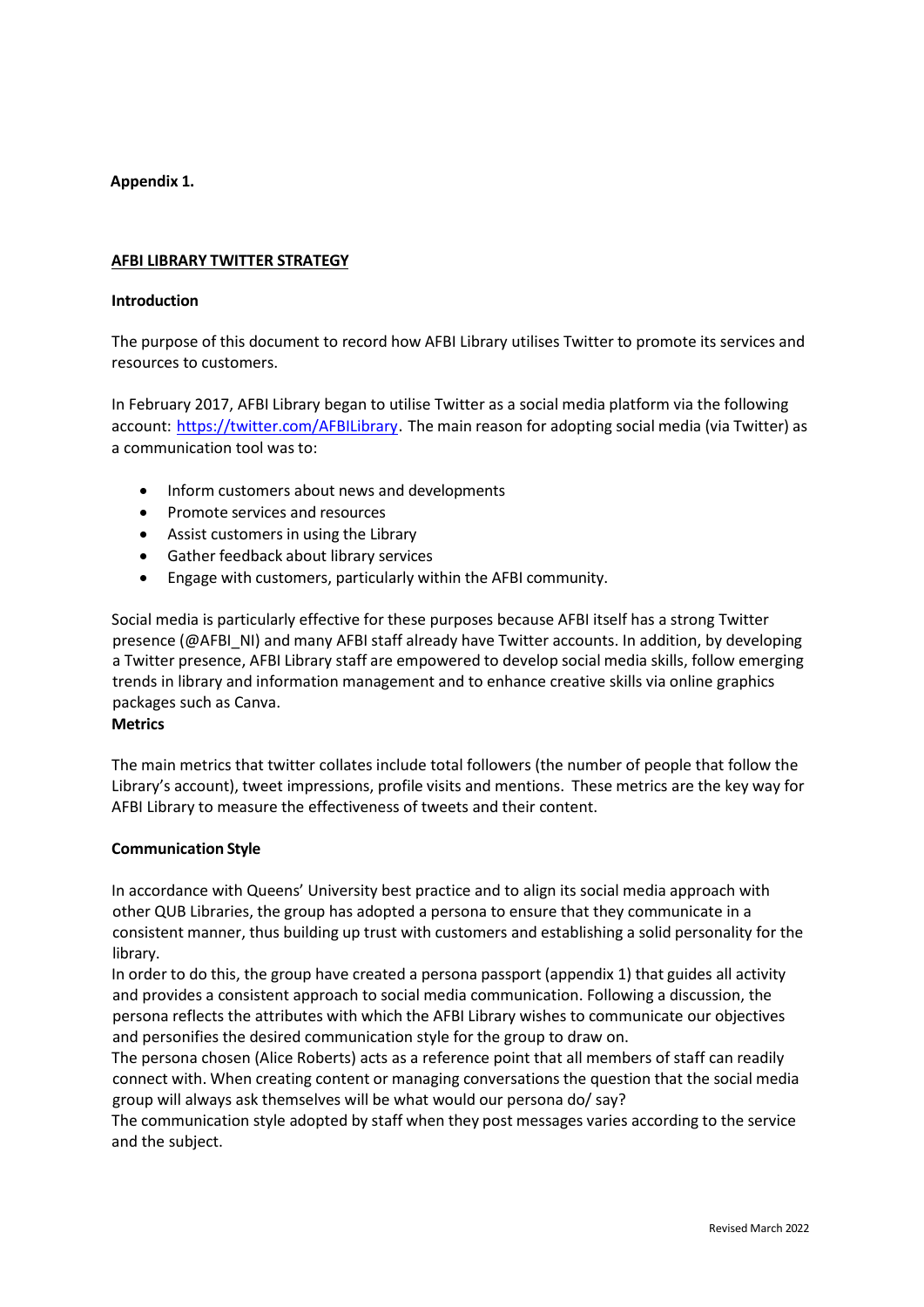**Appendix 1.**

## AFBI LIBRARY TWITTER STRATEGY

### Introduction

The purpose of this document to record how AFBI Library utilises Twitter to promote its services and resources to customers.

In February 2017, AFBI Library began to utilise Twitter as a social media platform via the following account: [https://twitter.com/AFBILibrary](https://twitter.com/AFBILibrary). The main reason for adopting social media (via Twitter) as a communication tool was to:

- Inform customers about news and developments
- Promote services and resources
- Assist customers in using the Library
- Gather feedback about library services
- Engage with customers, particularly within the AFBI community.

Social media is particularly effective for these purposes because AFBI itself has a strong Twitter presence (@AFBI_NI) and many AFBI staff already have Twitter accounts. In addition, by developing a Twitter presence, AFBI Library staff are empowered to develop social media skills, follow emerging trends in library and information management and to enhance creative skills via online graphics packages such as Canva.

### Metrics

The main metrics that twitter collates include total followers (the number of people that follow the Library's account), tweet impressions, profile visits and mentions. These metrics are the key way for AFBI Library to measure the effectiveness of tweets and their content.

### Communication Style

In accordance with Queens' University best practice and to align its social media approach with other QUB Libraries, the group has adopted a persona to ensure that they communicate in a consistent manner, thus building up trust with customers and establishing a solid personality for the library.
In order to do this, the group have created a persona passport (appendix 1) that guides all activity and provides a consistent approach to social media communication. Following a discussion, the persona reflects the attributes with which the AFBI Library wishes to communicate our objectives and personifies the desired communication style for the group to draw on.
The persona chosen (Alice Roberts) acts as a reference point that all members of staff can readily connect with. When creating content or managing conversations the question that the social media group will always ask themselves will be what would our persona do/ say?
The communication style adopted by staff when they post messages varies according to the service and the subject.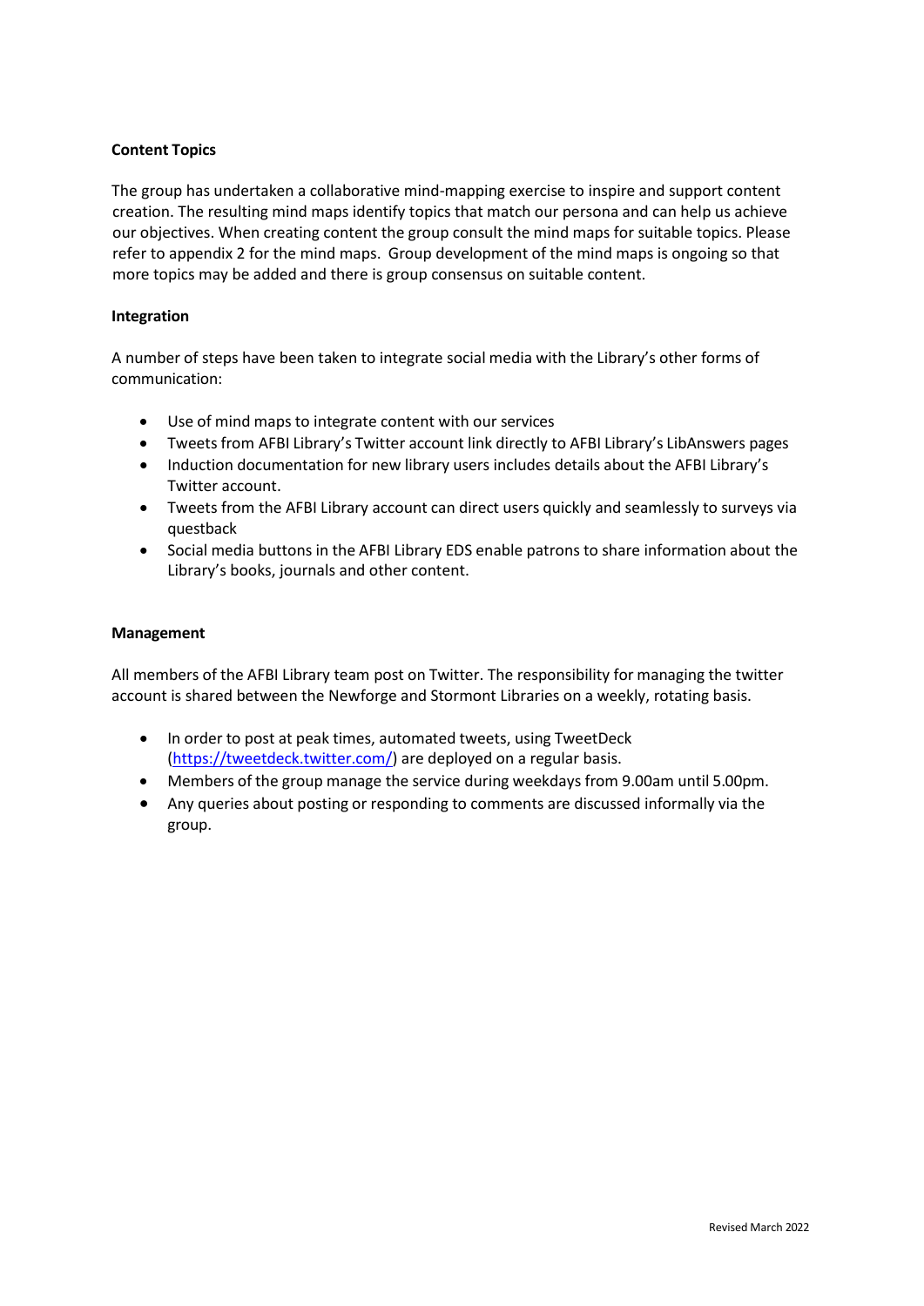**Content Topics**

The group has undertaken a collaborative mind-mapping exercise to inspire and support content creation. The resulting mind maps identify topics that match our persona and can help us achieve our objectives. When creating content the group consult the mind maps for suitable topics. Please refer to appendix 2 for the mind maps. Group development of the mind maps is ongoing so that more topics may be added and there is group consensus on suitable content.

**Integration**

A number of steps have been taken to integrate social media with the Library's other forms of communication:

- Use of mind maps to integrate content with our services
- Tweets from AFBI Library's Twitter account link directly to AFBI Library's LibAnswers pages
- Induction documentation for new library users includes details about the AFBI Library's Twitter account.
- Tweets from the AFBI Library account can direct users quickly and seamlessly to surveys via questback
- Social media buttons in the AFBI Library EDS enable patrons to share information about the Library's books, journals and other content.

**Management**

All members of the AFBI Library team post on Twitter. The responsibility for managing the twitter account is shared between the Newforge and Stormont Libraries on a weekly, rotating basis.

- In order to post at peak times, automated tweets, using TweetDeck (https://tweetdeck.twitter.com/) are deployed on a regular basis.
- Members of the group manage the service during weekdays from 9.00am until 5.00pm.
- Any queries about posting or responding to comments are discussed informally via the group.

Revised March 2022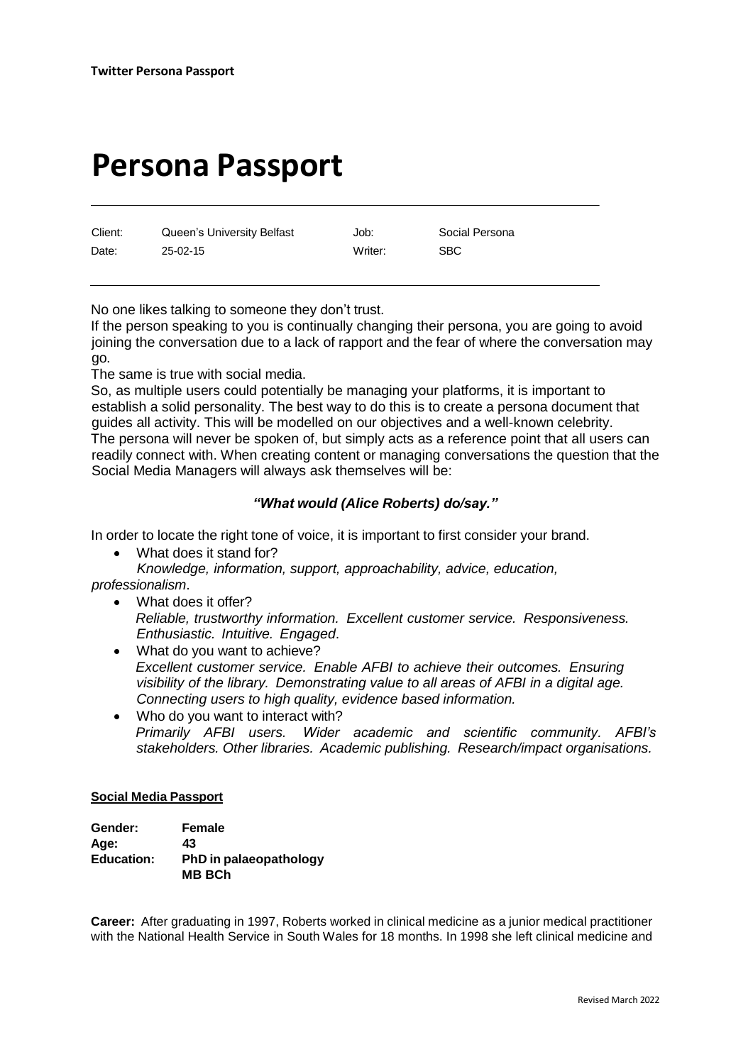# Persona Passport

| Client: | Queen's University Belfast | Job: | Social Persona |
|---|---|---|---|
| Date: | 25-02-15 | Writer: | SBC |

No one likes talking to someone they don't trust.

If the person speaking to you is continually changing their persona, you are going to avoid joining the conversation due to a lack of rapport and the fear of where the conversation may go.

The same is true with social media.

So, as multiple users could potentially be managing your platforms, it is important to establish a solid personality. The best way to do this is to create a persona document that guides all activity. This will be modelled on our objectives and a well-known celebrity. The persona will never be spoken of, but simply acts as a reference point that all users can readily connect with. When creating content or managing conversations the question that the Social Media Managers will always ask themselves will be:

***"What would (Alice Roberts) do/say."***

In order to locate the right tone of voice, it is important to first consider your brand.

- What does it stand for?
  *Knowledge, information, support, approachability, advice, education, professionalism*.
- What does it offer?
  *Reliable, trustworthy information. Excellent customer service. Responsiveness. Enthusiastic. Intuitive. Engaged*.
- What do you want to achieve?
  *Excellent customer service. Enable AFBI to achieve their outcomes. Ensuring visibility of the library. Demonstrating value to all areas of AFBI in a digital age. Connecting users to high quality, evidence based information.*
- Who do you want to interact with?
  *Primarily AFBI users. Wider academic and scientific community. AFBI's stakeholders. Other libraries. Academic publishing. Research/impact organisations.*

**Social Media Passport**

**Gender:** **Female**
**Age:** **43**
**Education:** **PhD in palaeopathology**
**MB BCh**

**Career:** After graduating in 1997, Roberts worked in clinical medicine as a junior medical practitioner with the National Health Service in South Wales for 18 months. In 1998 she left clinical medicine and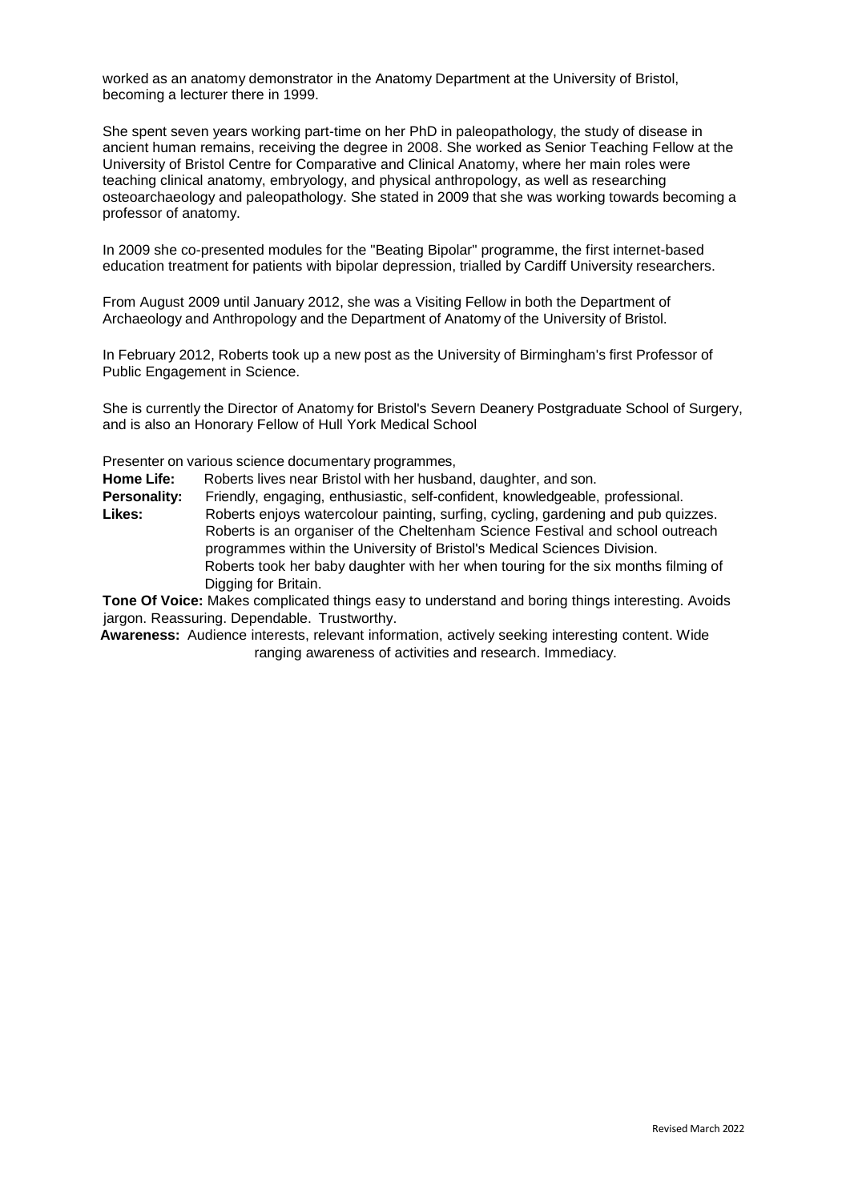worked as an anatomy demonstrator in the Anatomy Department at the University of Bristol, becoming a lecturer there in 1999.

She spent seven years working part-time on her PhD in paleopathology, the study of disease in ancient human remains, receiving the degree in 2008. She worked as Senior Teaching Fellow at the University of Bristol Centre for Comparative and Clinical Anatomy, where her main roles were teaching clinical anatomy, embryology, and physical anthropology, as well as researching osteoarchaeology and paleopathology. She stated in 2009 that she was working towards becoming a professor of anatomy.

In 2009 she co-presented modules for the "Beating Bipolar" programme, the first internet-based education treatment for patients with bipolar depression, trialled by Cardiff University researchers.

From August 2009 until January 2012, she was a Visiting Fellow in both the Department of Archaeology and Anthropology and the Department of Anatomy of the University of Bristol.

In February 2012, Roberts took up a new post as the University of Birmingham's first Professor of Public Engagement in Science.

She is currently the Director of Anatomy for Bristol's Severn Deanery Postgraduate School of Surgery, and is also an Honorary Fellow of Hull York Medical School

Presenter on various science documentary programmes,

**Home Life:** Roberts lives near Bristol with her husband, daughter, and son.

**Personality:** Friendly, engaging, enthusiastic, self-confident, knowledgeable, professional.

**Likes:** Roberts enjoys watercolour painting, surfing, cycling, gardening and pub quizzes. Roberts is an organiser of the Cheltenham Science Festival and school outreach programmes within the University of Bristol's Medical Sciences Division. Roberts took her baby daughter with her when touring for the six months filming of Digging for Britain.

**Tone Of Voice:** Makes complicated things easy to understand and boring things interesting. Avoids jargon. Reassuring. Dependable. Trustworthy.

**Awareness:** Audience interests, relevant information, actively seeking interesting content. Wide ranging awareness of activities and research. Immediacy.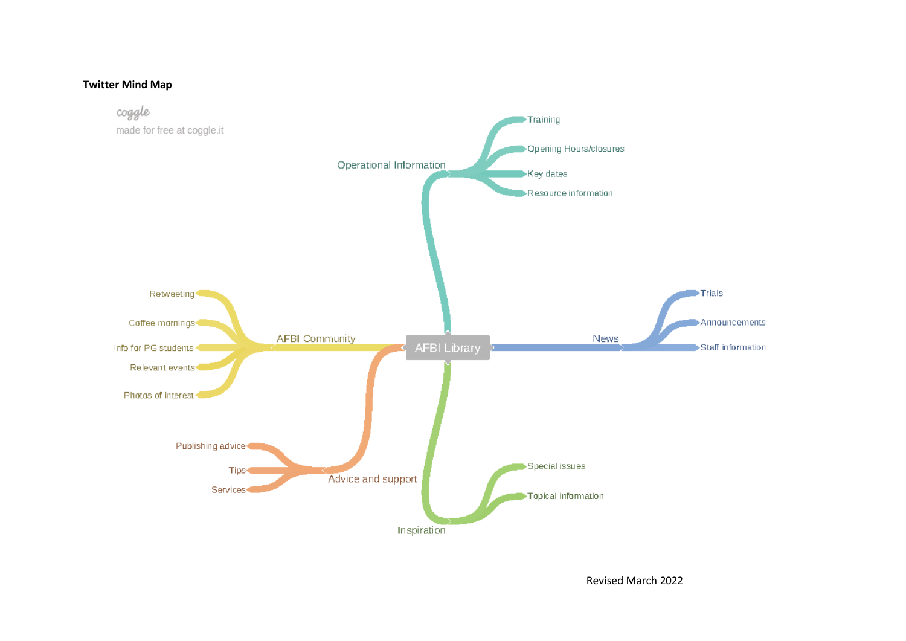**Twitter Mind Map**

coggle
made for free at coggle.it

AFBI Library

Operational Information
Training
Opening Hours/closures
Key dates
Resource information

News
Trials
Announcements
Staff information

Inspiration
Special issues
Topical information

Advice and support
Publishing advice
Tips
Services

AFBI Community
Retweeting
Coffee mornings
Info for PG students
Relevant events
Photos of interest

Revised March 2022